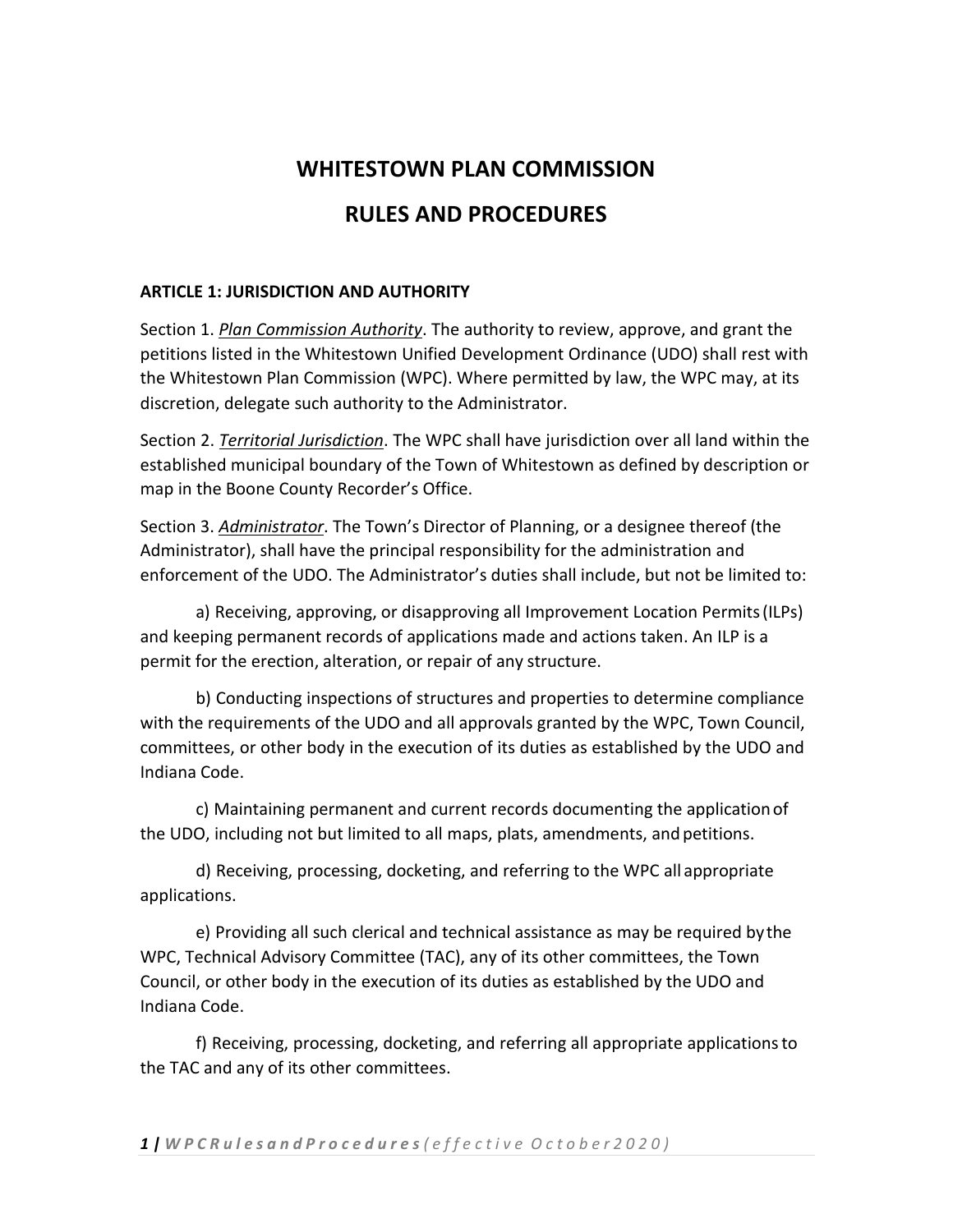# WHITESTOWN PLAN COMMISSION

# RULES AND PROCEDURES

## ARTICLE 1: JURISDICTION AND AUTHORITY

Section 1. ***Plan Commission Authority***. The authority to review, approve, and grant the petitions listed in the Whitestown Unified Development Ordinance (UDO) shall rest with the Whitestown Plan Commission (WPC). Where permitted by law, the WPC may, at its discretion, delegate such authority to the Administrator.

Section 2. ***Territorial Jurisdiction***. The WPC shall have jurisdiction over all land within the established municipal boundary of the Town of Whitestown as defined by description or map in the Boone County Recorder's Office.

Section 3. ***Administrator***. The Town's Director of Planning, or a designee thereof (the Administrator), shall have the principal responsibility for the administration and enforcement of the UDO. The Administrator's duties shall include, but not be limited to:

a) Receiving, approving, or disapproving all Improvement Location Permits (ILPs) and keeping permanent records of applications made and actions taken. An ILP is a permit for the erection, alteration, or repair of any structure.

b) Conducting inspections of structures and properties to determine compliance with the requirements of the UDO and all approvals granted by the WPC, Town Council, committees, or other body in the execution of its duties as established by the UDO and Indiana Code.

c) Maintaining permanent and current records documenting the application of the UDO, including not but limited to all maps, plats, amendments, and petitions.

d) Receiving, processing, docketing, and referring to the WPC all appropriate applications.

e) Providing all such clerical and technical assistance as may be required by the WPC, Technical Advisory Committee (TAC), any of its other committees, the Town Council, or other body in the execution of its duties as established by the UDO and Indiana Code.

f) Receiving, processing, docketing, and referring all appropriate applications to the TAC and any of its other committees.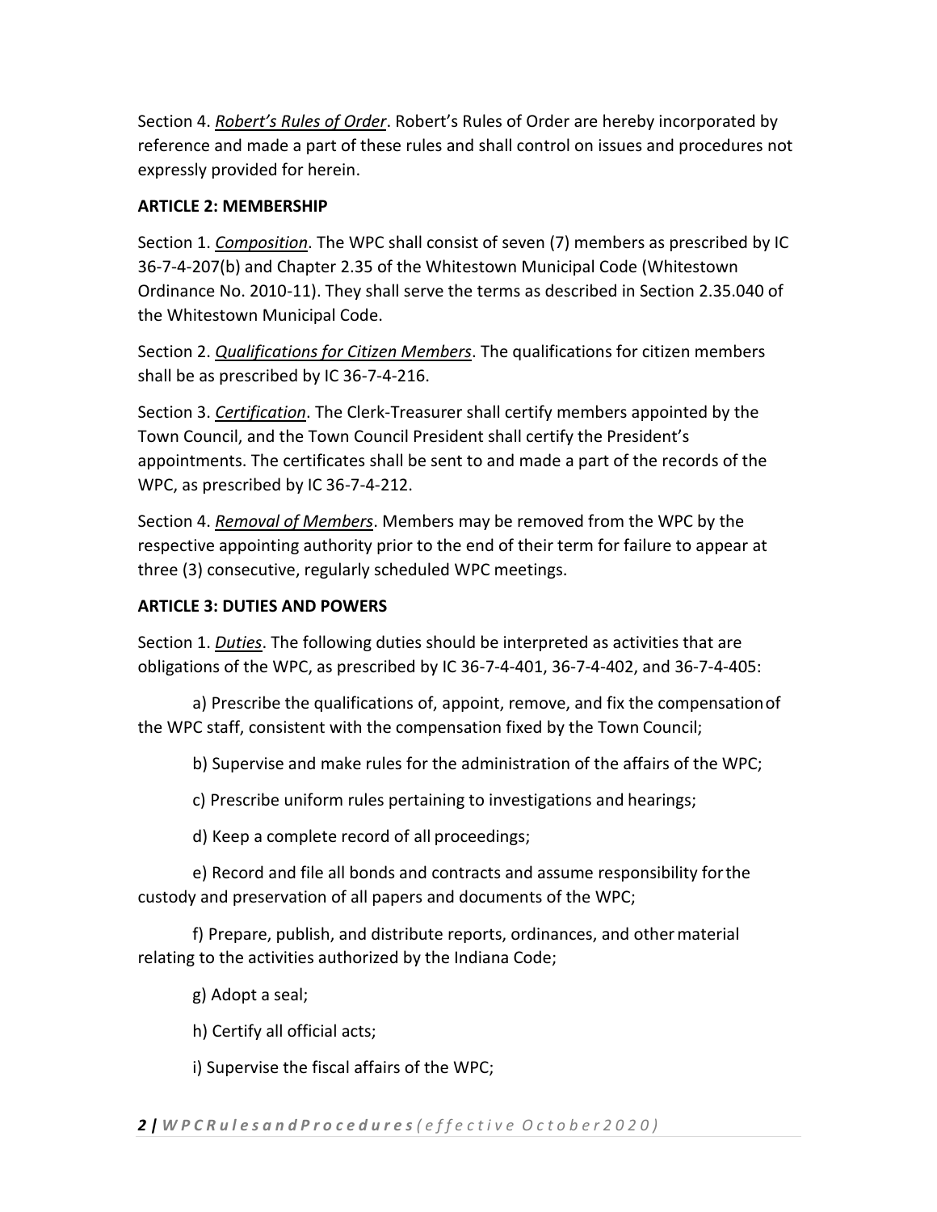Section 4. ***Robert's Rules of Order***. Robert's Rules of Order are hereby incorporated by reference and made a part of these rules and shall control on issues and procedures not expressly provided for herein.

**ARTICLE 2: MEMBERSHIP**

Section 1. ***Composition***. The WPC shall consist of seven (7) members as prescribed by IC 36-7-4-207(b) and Chapter 2.35 of the Whitestown Municipal Code (Whitestown Ordinance No. 2010-11). They shall serve the terms as described in Section 2.35.040 of the Whitestown Municipal Code.

Section 2. ***Qualifications for Citizen Members***. The qualifications for citizen members shall be as prescribed by IC 36-7-4-216.

Section 3. ***Certification***. The Clerk-Treasurer shall certify members appointed by the Town Council, and the Town Council President shall certify the President's appointments. The certificates shall be sent to and made a part of the records of the WPC, as prescribed by IC 36-7-4-212.

Section 4. ***Removal of Members***. Members may be removed from the WPC by the respective appointing authority prior to the end of their term for failure to appear at three (3) consecutive, regularly scheduled WPC meetings.

**ARTICLE 3: DUTIES AND POWERS**

Section 1. ***Duties***. The following duties should be interpreted as activities that are obligations of the WPC, as prescribed by IC 36-7-4-401, 36-7-4-402, and 36-7-4-405:

a) Prescribe the qualifications of, appoint, remove, and fix the compensation of the WPC staff, consistent with the compensation fixed by the Town Council;

b) Supervise and make rules for the administration of the affairs of the WPC;

c) Prescribe uniform rules pertaining to investigations and hearings;

d) Keep a complete record of all proceedings;

e) Record and file all bonds and contracts and assume responsibility for the custody and preservation of all papers and documents of the WPC;

f) Prepare, publish, and distribute reports, ordinances, and other material relating to the activities authorized by the Indiana Code;

g) Adopt a seal;

h) Certify all official acts;

i) Supervise the fiscal affairs of the WPC;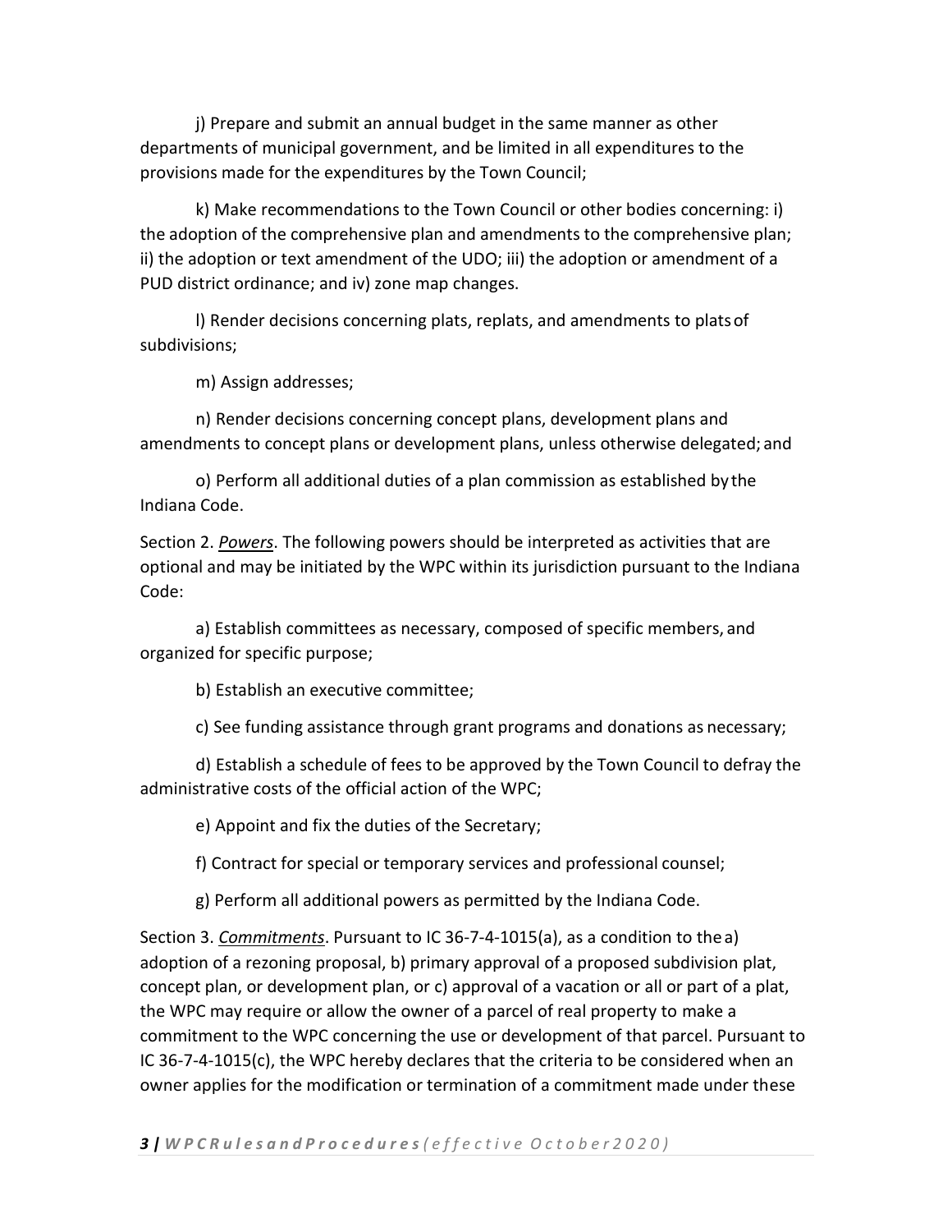j) Prepare and submit an annual budget in the same manner as other departments of municipal government, and be limited in all expenditures to the provisions made for the expenditures by the Town Council;

k) Make recommendations to the Town Council or other bodies concerning: i) the adoption of the comprehensive plan and amendments to the comprehensive plan; ii) the adoption or text amendment of the UDO; iii) the adoption or amendment of a PUD district ordinance; and iv) zone map changes.

l) Render decisions concerning plats, replats, and amendments to plats of subdivisions;

m) Assign addresses;

n) Render decisions concerning concept plans, development plans and amendments to concept plans or development plans, unless otherwise delegated; and

o) Perform all additional duties of a plan commission as established by the Indiana Code.

Section 2. ***Powers***. The following powers should be interpreted as activities that are optional and may be initiated by the WPC within its jurisdiction pursuant to the Indiana Code:

a) Establish committees as necessary, composed of specific members, and organized for specific purpose;

b) Establish an executive committee;

c) See funding assistance through grant programs and donations as necessary;

d) Establish a schedule of fees to be approved by the Town Council to defray the administrative costs of the official action of the WPC;

e) Appoint and fix the duties of the Secretary;

f) Contract for special or temporary services and professional counsel;

g) Perform all additional powers as permitted by the Indiana Code.

Section 3. ***Commitments***. Pursuant to IC 36-7-4-1015(a), as a condition to the a) adoption of a rezoning proposal, b) primary approval of a proposed subdivision plat, concept plan, or development plan, or c) approval of a vacation or all or part of a plat, the WPC may require or allow the owner of a parcel of real property to make a commitment to the WPC concerning the use or development of that parcel. Pursuant to IC 36-7-4-1015(c), the WPC hereby declares that the criteria to be considered when an owner applies for the modification or termination of a commitment made under these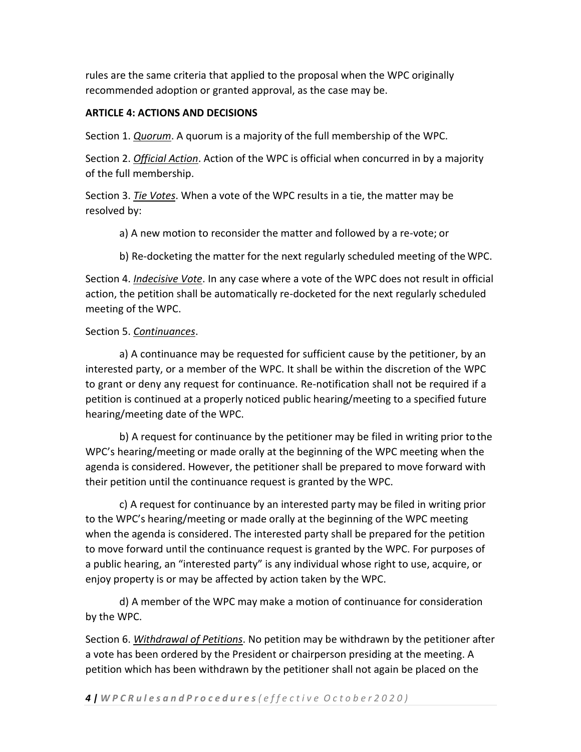rules are the same criteria that applied to the proposal when the WPC originally recommended adoption or granted approval, as the case may be.

**ARTICLE 4: ACTIONS AND DECISIONS**

Section 1. ***Quorum***. A quorum is a majority of the full membership of the WPC.

Section 2. ***Official Action***. Action of the WPC is official when concurred in by a majority of the full membership.

Section 3. ***Tie Votes***. When a vote of the WPC results in a tie, the matter may be resolved by:

a) A new motion to reconsider the matter and followed by a re-vote; or

b) Re-docketing the matter for the next regularly scheduled meeting of the WPC.

Section 4. ***Indecisive Vote***. In any case where a vote of the WPC does not result in official action, the petition shall be automatically re-docketed for the next regularly scheduled meeting of the WPC.

Section 5. ***Continuances***.

a) A continuance may be requested for sufficient cause by the petitioner, by an interested party, or a member of the WPC. It shall be within the discretion of the WPC to grant or deny any request for continuance. Re-notification shall not be required if a petition is continued at a properly noticed public hearing/meeting to a specified future hearing/meeting date of the WPC.

b) A request for continuance by the petitioner may be filed in writing prior to the WPC's hearing/meeting or made orally at the beginning of the WPC meeting when the agenda is considered. However, the petitioner shall be prepared to move forward with their petition until the continuance request is granted by the WPC.

c) A request for continuance by an interested party may be filed in writing prior to the WPC's hearing/meeting or made orally at the beginning of the WPC meeting when the agenda is considered. The interested party shall be prepared for the petition to move forward until the continuance request is granted by the WPC. For purposes of a public hearing, an "interested party" is any individual whose right to use, acquire, or enjoy property is or may be affected by action taken by the WPC.

d) A member of the WPC may make a motion of continuance for consideration by the WPC.

Section 6. ***Withdrawal of Petitions***. No petition may be withdrawn by the petitioner after a vote has been ordered by the President or chairperson presiding at the meeting. A petition which has been withdrawn by the petitioner shall not again be placed on the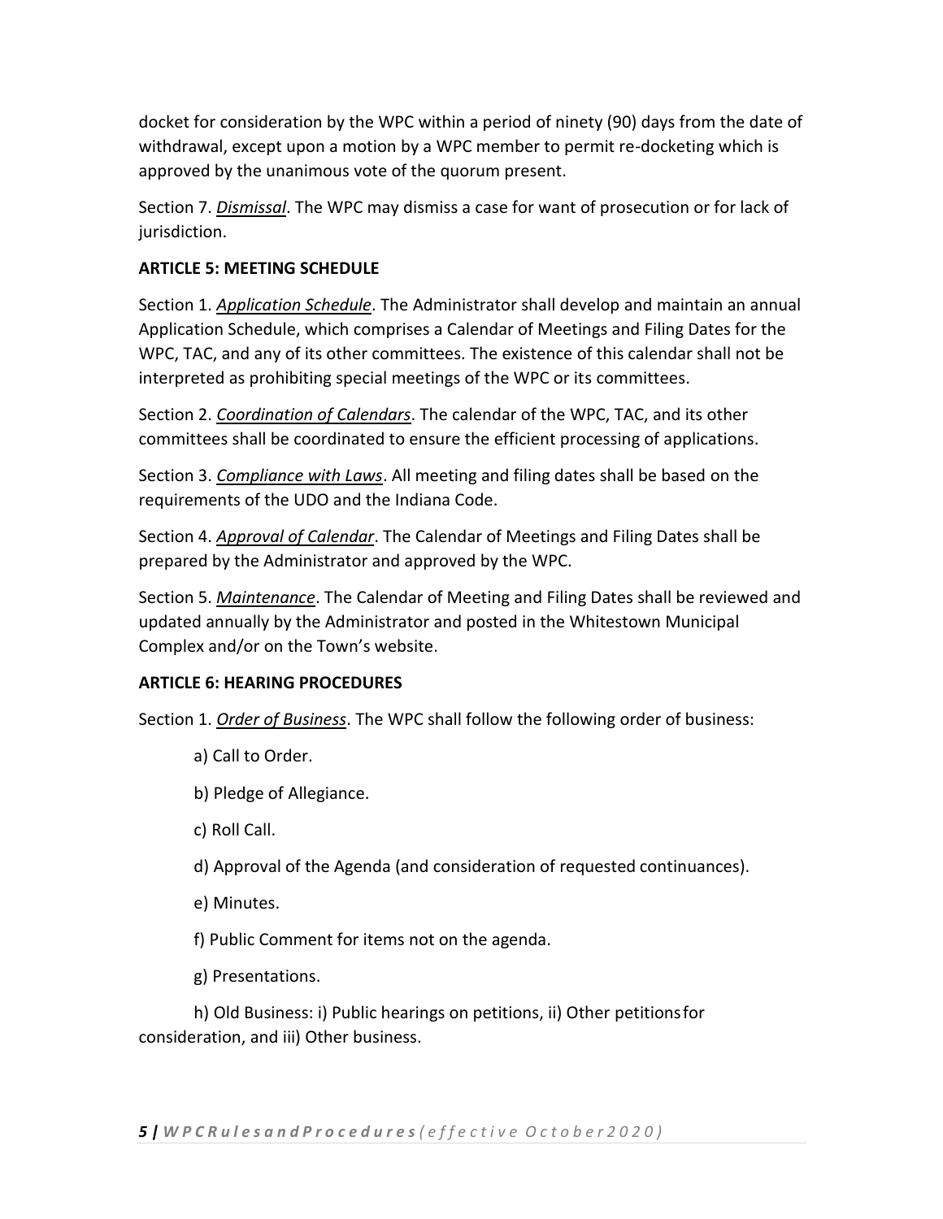docket for consideration by the WPC within a period of ninety (90) days from the date of withdrawal, except upon a motion by a WPC member to permit re-docketing which is approved by the unanimous vote of the quorum present.

Section 7. ***Dismissal***. The WPC may dismiss a case for want of prosecution or for lack of jurisdiction.

**ARTICLE 5: MEETING SCHEDULE**

Section 1. ***Application Schedule***. The Administrator shall develop and maintain an annual Application Schedule, which comprises a Calendar of Meetings and Filing Dates for the WPC, TAC, and any of its other committees. The existence of this calendar shall not be interpreted as prohibiting special meetings of the WPC or its committees.

Section 2. ***Coordination of Calendars***. The calendar of the WPC, TAC, and its other committees shall be coordinated to ensure the efficient processing of applications.

Section 3. ***Compliance with Laws***. All meeting and filing dates shall be based on the requirements of the UDO and the Indiana Code.

Section 4. ***Approval of Calendar***. The Calendar of Meetings and Filing Dates shall be prepared by the Administrator and approved by the WPC.

Section 5. ***Maintenance***. The Calendar of Meeting and Filing Dates shall be reviewed and updated annually by the Administrator and posted in the Whitestown Municipal Complex and/or on the Town's website.

**ARTICLE 6: HEARING PROCEDURES**

Section 1. ***Order of Business***. The WPC shall follow the following order of business:

a) Call to Order.

b) Pledge of Allegiance.

c) Roll Call.

d) Approval of the Agenda (and consideration of requested continuances).

e) Minutes.

f) Public Comment for items not on the agenda.

g) Presentations.

h) Old Business: i) Public hearings on petitions, ii) Other petitions for consideration, and iii) Other business.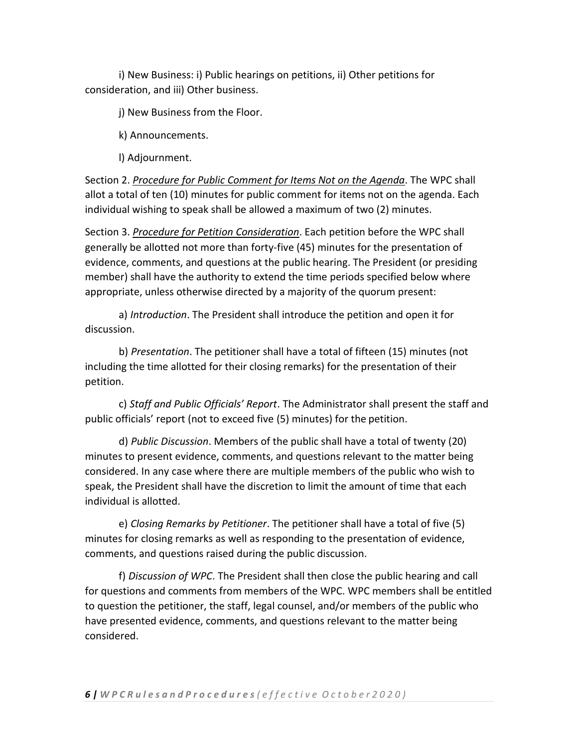i) New Business: i) Public hearings on petitions, ii) Other petitions for consideration, and iii) Other business.

j) New Business from the Floor.

k) Announcements.

l) Adjournment.

Section 2. ***Procedure for Public Comment for Items Not on the Agenda***. The WPC shall allot a total of ten (10) minutes for public comment for items not on the agenda. Each individual wishing to speak shall be allowed a maximum of two (2) minutes.

Section 3. ***Procedure for Petition Consideration***. Each petition before the WPC shall generally be allotted not more than forty-five (45) minutes for the presentation of evidence, comments, and questions at the public hearing. The President (or presiding member) shall have the authority to extend the time periods specified below where appropriate, unless otherwise directed by a majority of the quorum present:

a) *Introduction*. The President shall introduce the petition and open it for discussion.

b) *Presentation*. The petitioner shall have a total of fifteen (15) minutes (not including the time allotted for their closing remarks) for the presentation of their petition.

c) *Staff and Public Officials' Report*. The Administrator shall present the staff and public officials' report (not to exceed five (5) minutes) for the petition.

d) *Public Discussion*. Members of the public shall have a total of twenty (20) minutes to present evidence, comments, and questions relevant to the matter being considered. In any case where there are multiple members of the public who wish to speak, the President shall have the discretion to limit the amount of time that each individual is allotted.

e) *Closing Remarks by Petitioner*. The petitioner shall have a total of five (5) minutes for closing remarks as well as responding to the presentation of evidence, comments, and questions raised during the public discussion.

f) *Discussion of WPC*. The President shall then close the public hearing and call for questions and comments from members of the WPC. WPC members shall be entitled to question the petitioner, the staff, legal counsel, and/or members of the public who have presented evidence, comments, and questions relevant to the matter being considered.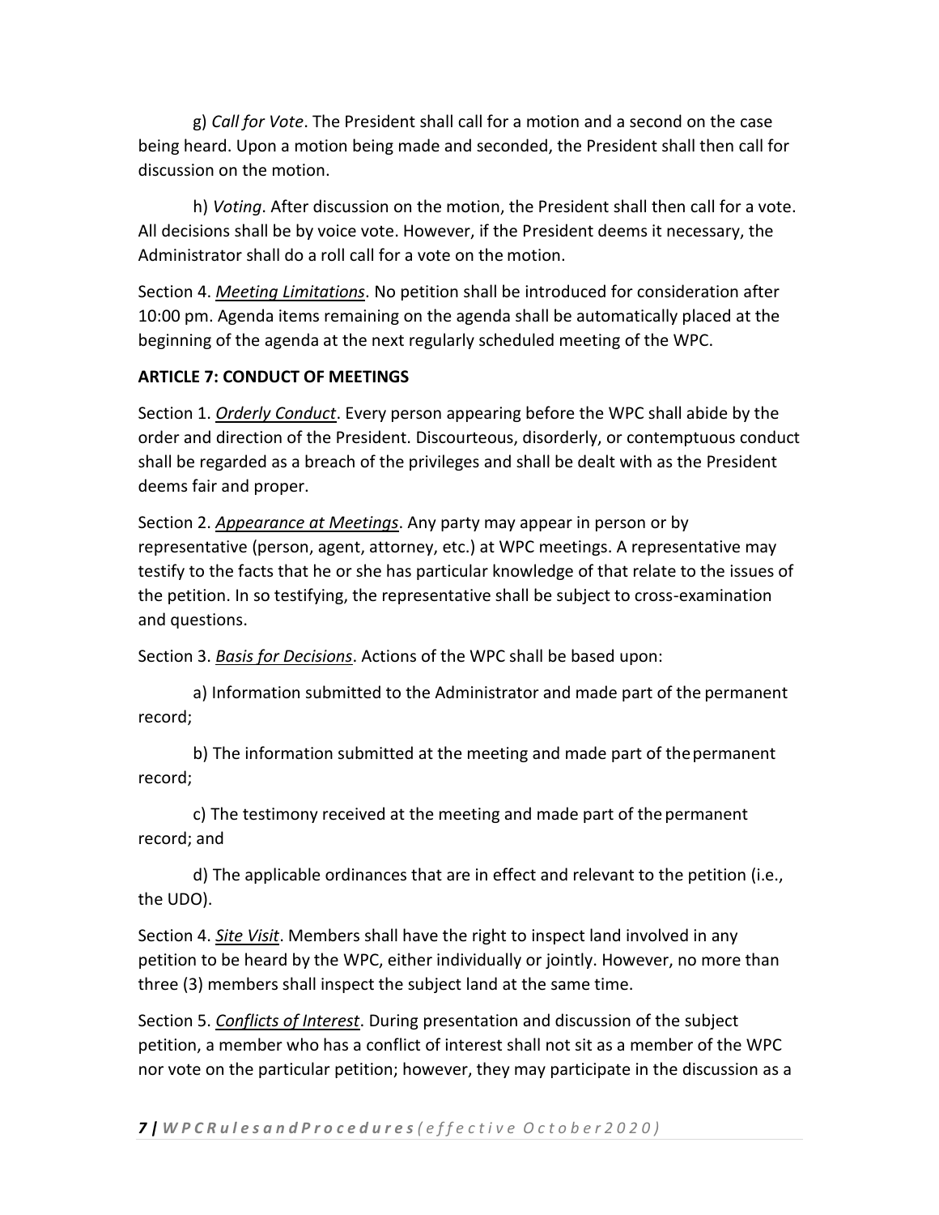g) *Call for Vote*. The President shall call for a motion and a second on the case being heard. Upon a motion being made and seconded, the President shall then call for discussion on the motion.

h) *Voting*. After discussion on the motion, the President shall then call for a vote. All decisions shall be by voice vote. However, if the President deems it necessary, the Administrator shall do a roll call for a vote on the motion.

Section 4. ***Meeting Limitations***. No petition shall be introduced for consideration after 10:00 pm. Agenda items remaining on the agenda shall be automatically placed at the beginning of the agenda at the next regularly scheduled meeting of the WPC.

**ARTICLE 7: CONDUCT OF MEETINGS**

Section 1. ***Orderly Conduct***. Every person appearing before the WPC shall abide by the order and direction of the President. Discourteous, disorderly, or contemptuous conduct shall be regarded as a breach of the privileges and shall be dealt with as the President deems fair and proper.

Section 2. ***Appearance at Meetings***. Any party may appear in person or by representative (person, agent, attorney, etc.) at WPC meetings. A representative may testify to the facts that he or she has particular knowledge of that relate to the issues of the petition. In so testifying, the representative shall be subject to cross-examination and questions.

Section 3. ***Basis for Decisions***. Actions of the WPC shall be based upon:

a) Information submitted to the Administrator and made part of the permanent record;

b) The information submitted at the meeting and made part of the permanent record;

c) The testimony received at the meeting and made part of the permanent record; and

d) The applicable ordinances that are in effect and relevant to the petition (i.e., the UDO).

Section 4. ***Site Visit***. Members shall have the right to inspect land involved in any petition to be heard by the WPC, either individually or jointly. However, no more than three (3) members shall inspect the subject land at the same time.

Section 5. ***Conflicts of Interest***. During presentation and discussion of the subject petition, a member who has a conflict of interest shall not sit as a member of the WPC nor vote on the particular petition; however, they may participate in the discussion as a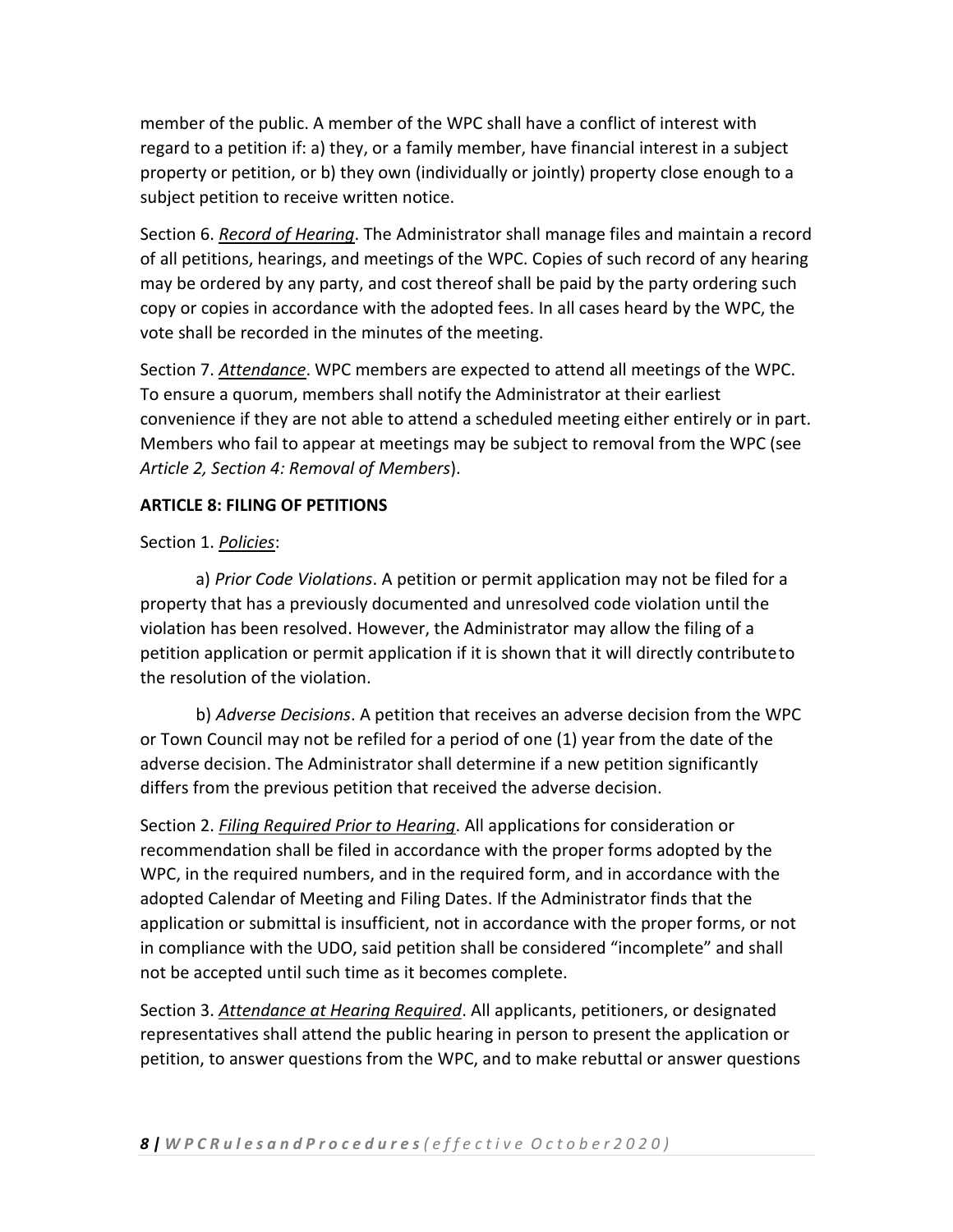member of the public. A member of the WPC shall have a conflict of interest with regard to a petition if: a) they, or a family member, have financial interest in a subject property or petition, or b) they own (individually or jointly) property close enough to a subject petition to receive written notice.

Section 6. *Record of Hearing*. The Administrator shall manage files and maintain a record of all petitions, hearings, and meetings of the WPC. Copies of such record of any hearing may be ordered by any party, and cost thereof shall be paid by the party ordering such copy or copies in accordance with the adopted fees. In all cases heard by the WPC, the vote shall be recorded in the minutes of the meeting.

Section 7. *Attendance*. WPC members are expected to attend all meetings of the WPC. To ensure a quorum, members shall notify the Administrator at their earliest convenience if they are not able to attend a scheduled meeting either entirely or in part. Members who fail to appear at meetings may be subject to removal from the WPC (see *Article 2, Section 4: Removal of Members*).

**ARTICLE 8: FILING OF PETITIONS**

Section 1. *Policies*:

a) *Prior Code Violations*. A petition or permit application may not be filed for a property that has a previously documented and unresolved code violation until the violation has been resolved. However, the Administrator may allow the filing of a petition application or permit application if it is shown that it will directly contribute to the resolution of the violation.

b) *Adverse Decisions*. A petition that receives an adverse decision from the WPC or Town Council may not be refiled for a period of one (1) year from the date of the adverse decision. The Administrator shall determine if a new petition significantly differs from the previous petition that received the adverse decision.

Section 2. *Filing Required Prior to Hearing*. All applications for consideration or recommendation shall be filed in accordance with the proper forms adopted by the WPC, in the required numbers, and in the required form, and in accordance with the adopted Calendar of Meeting and Filing Dates. If the Administrator finds that the application or submittal is insufficient, not in accordance with the proper forms, or not in compliance with the UDO, said petition shall be considered "incomplete" and shall not be accepted until such time as it becomes complete.

Section 3. *Attendance at Hearing Required*. All applicants, petitioners, or designated representatives shall attend the public hearing in person to present the application or petition, to answer questions from the WPC, and to make rebuttal or answer questions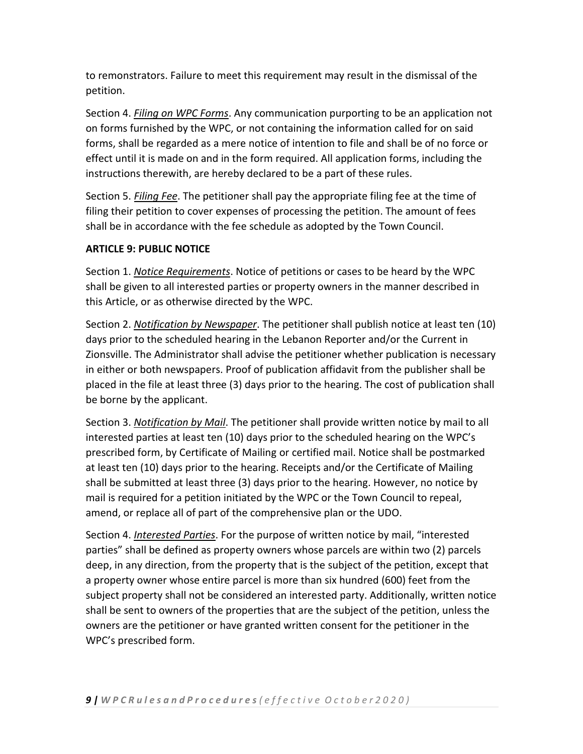to remonstrators. Failure to meet this requirement may result in the dismissal of the petition.

Section 4. *Filing on WPC Forms*. Any communication purporting to be an application not on forms furnished by the WPC, or not containing the information called for on said forms, shall be regarded as a mere notice of intention to file and shall be of no force or effect until it is made on and in the form required. All application forms, including the instructions therewith, are hereby declared to be a part of these rules.

Section 5. *Filing Fee*. The petitioner shall pay the appropriate filing fee at the time of filing their petition to cover expenses of processing the petition. The amount of fees shall be in accordance with the fee schedule as adopted by the Town Council.

**ARTICLE 9: PUBLIC NOTICE**

Section 1. *Notice Requirements*. Notice of petitions or cases to be heard by the WPC shall be given to all interested parties or property owners in the manner described in this Article, or as otherwise directed by the WPC.

Section 2. *Notification by Newspaper*. The petitioner shall publish notice at least ten (10) days prior to the scheduled hearing in the Lebanon Reporter and/or the Current in Zionsville. The Administrator shall advise the petitioner whether publication is necessary in either or both newspapers. Proof of publication affidavit from the publisher shall be placed in the file at least three (3) days prior to the hearing. The cost of publication shall be borne by the applicant.

Section 3. *Notification by Mail*. The petitioner shall provide written notice by mail to all interested parties at least ten (10) days prior to the scheduled hearing on the WPC's prescribed form, by Certificate of Mailing or certified mail. Notice shall be postmarked at least ten (10) days prior to the hearing. Receipts and/or the Certificate of Mailing shall be submitted at least three (3) days prior to the hearing. However, no notice by mail is required for a petition initiated by the WPC or the Town Council to repeal, amend, or replace all of part of the comprehensive plan or the UDO.

Section 4. *Interested Parties*. For the purpose of written notice by mail, "interested parties" shall be defined as property owners whose parcels are within two (2) parcels deep, in any direction, from the property that is the subject of the petition, except that a property owner whose entire parcel is more than six hundred (600) feet from the subject property shall not be considered an interested party. Additionally, written notice shall be sent to owners of the properties that are the subject of the petition, unless the owners are the petitioner or have granted written consent for the petitioner in the WPC's prescribed form.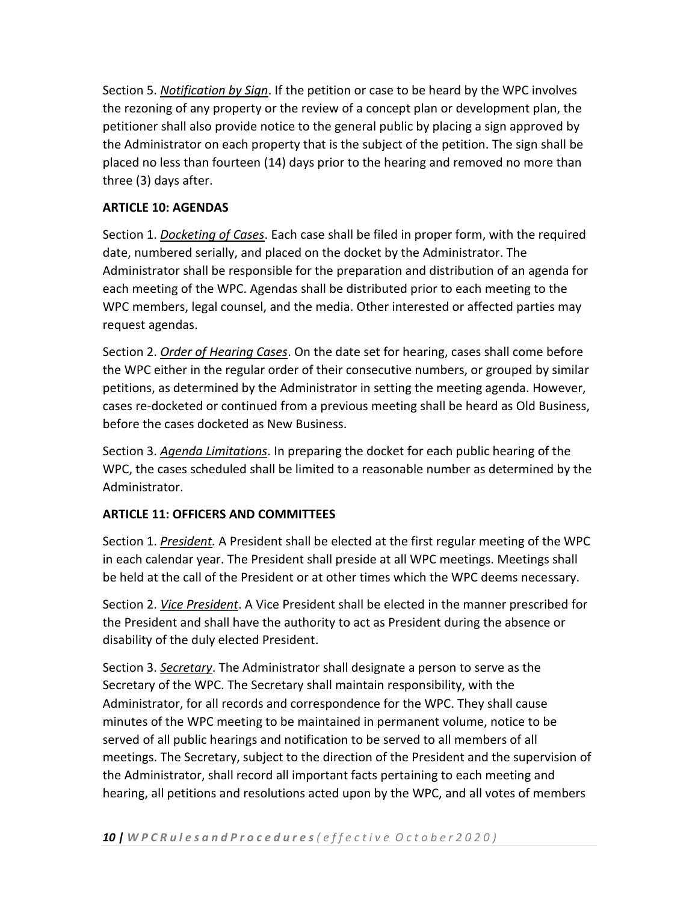Section 5. ***Notification by Sign***. If the petition or case to be heard by the WPC involves the rezoning of any property or the review of a concept plan or development plan, the petitioner shall also provide notice to the general public by placing a sign approved by the Administrator on each property that is the subject of the petition. The sign shall be placed no less than fourteen (14) days prior to the hearing and removed no more than three (3) days after.

**ARTICLE 10: AGENDAS**

Section 1. ***Docketing of Cases***. Each case shall be filed in proper form, with the required date, numbered serially, and placed on the docket by the Administrator. The Administrator shall be responsible for the preparation and distribution of an agenda for each meeting of the WPC. Agendas shall be distributed prior to each meeting to the WPC members, legal counsel, and the media. Other interested or affected parties may request agendas.

Section 2. ***Order of Hearing Cases***. On the date set for hearing, cases shall come before the WPC either in the regular order of their consecutive numbers, or grouped by similar petitions, as determined by the Administrator in setting the meeting agenda. However, cases re-docketed or continued from a previous meeting shall be heard as Old Business, before the cases docketed as New Business.

Section 3. ***Agenda Limitations***. In preparing the docket for each public hearing of the WPC, the cases scheduled shall be limited to a reasonable number as determined by the Administrator.

**ARTICLE 11: OFFICERS AND COMMITTEES**

Section 1. ***President.*** A President shall be elected at the first regular meeting of the WPC in each calendar year. The President shall preside at all WPC meetings. Meetings shall be held at the call of the President or at other times which the WPC deems necessary.

Section 2. ***Vice President***. A Vice President shall be elected in the manner prescribed for the President and shall have the authority to act as President during the absence or disability of the duly elected President.

Section 3. ***Secretary***. The Administrator shall designate a person to serve as the Secretary of the WPC. The Secretary shall maintain responsibility, with the Administrator, for all records and correspondence for the WPC. They shall cause minutes of the WPC meeting to be maintained in permanent volume, notice to be served of all public hearings and notification to be served to all members of all meetings. The Secretary, subject to the direction of the President and the supervision of the Administrator, shall record all important facts pertaining to each meeting and hearing, all petitions and resolutions acted upon by the WPC, and all votes of members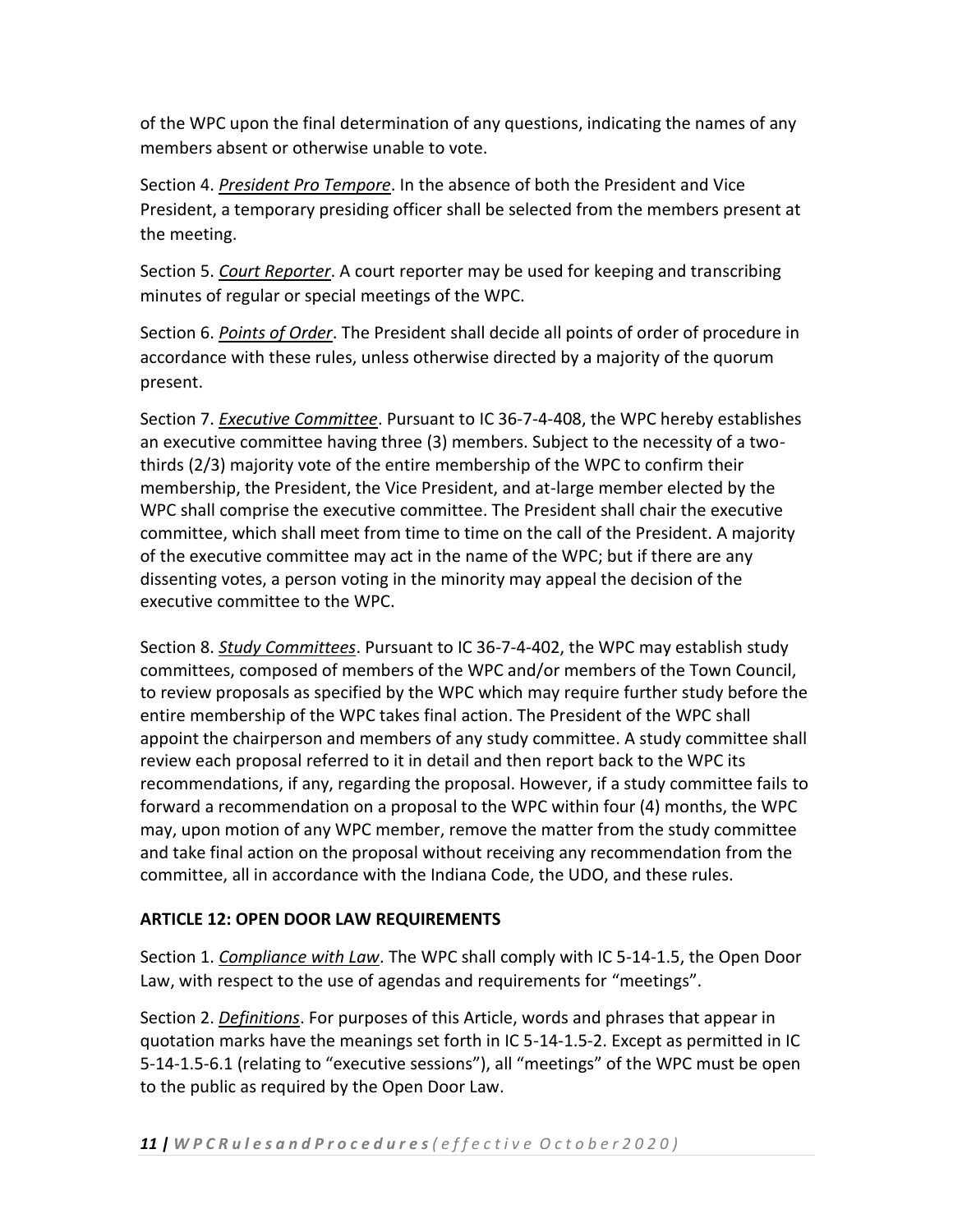of the WPC upon the final determination of any questions, indicating the names of any members absent or otherwise unable to vote.

Section 4. ***President Pro Tempore***. In the absence of both the President and Vice President, a temporary presiding officer shall be selected from the members present at the meeting.

Section 5. ***Court Reporter***. A court reporter may be used for keeping and transcribing minutes of regular or special meetings of the WPC.

Section 6. ***Points of Order***. The President shall decide all points of order of procedure in accordance with these rules, unless otherwise directed by a majority of the quorum present.

Section 7. ***Executive Committee***. Pursuant to IC 36-7-4-408, the WPC hereby establishes an executive committee having three (3) members. Subject to the necessity of a two-thirds (2/3) majority vote of the entire membership of the WPC to confirm their membership, the President, the Vice President, and at-large member elected by the WPC shall comprise the executive committee. The President shall chair the executive committee, which shall meet from time to time on the call of the President. A majority of the executive committee may act in the name of the WPC; but if there are any dissenting votes, a person voting in the minority may appeal the decision of the executive committee to the WPC.

Section 8. ***Study Committees***. Pursuant to IC 36-7-4-402, the WPC may establish study committees, composed of members of the WPC and/or members of the Town Council, to review proposals as specified by the WPC which may require further study before the entire membership of the WPC takes final action. The President of the WPC shall appoint the chairperson and members of any study committee. A study committee shall review each proposal referred to it in detail and then report back to the WPC its recommendations, if any, regarding the proposal. However, if a study committee fails to forward a recommendation on a proposal to the WPC within four (4) months, the WPC may, upon motion of any WPC member, remove the matter from the study committee and take final action on the proposal without receiving any recommendation from the committee, all in accordance with the Indiana Code, the UDO, and these rules.

## ARTICLE 12: OPEN DOOR LAW REQUIREMENTS

Section 1. ***Compliance with Law***. The WPC shall comply with IC 5-14-1.5, the Open Door Law, with respect to the use of agendas and requirements for "meetings".

Section 2. ***Definitions***. For purposes of this Article, words and phrases that appear in quotation marks have the meanings set forth in IC 5-14-1.5-2. Except as permitted in IC 5-14-1.5-6.1 (relating to "executive sessions"), all "meetings" of the WPC must be open to the public as required by the Open Door Law.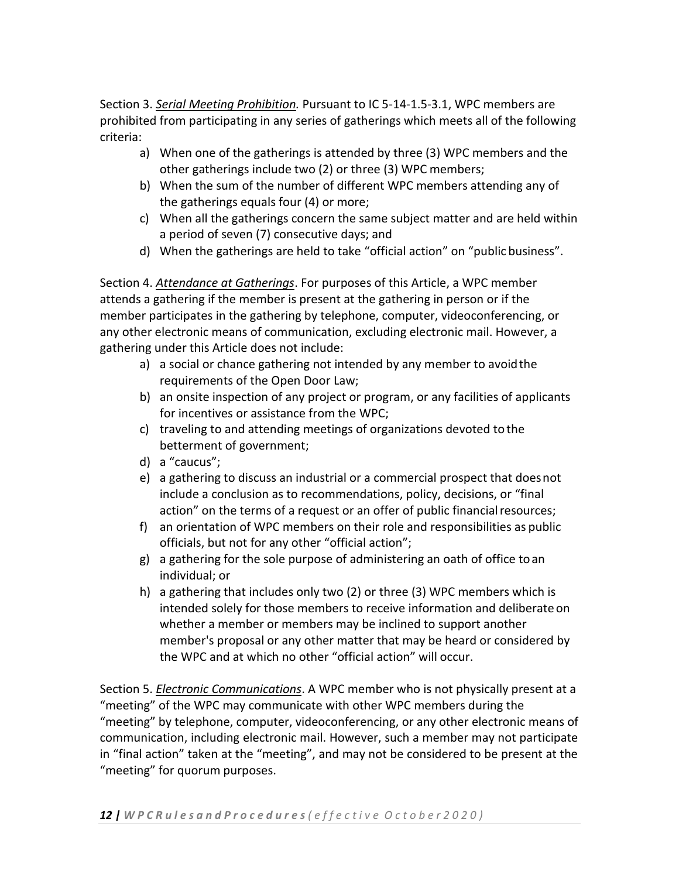Section 3. *Serial Meeting Prohibition.* Pursuant to IC 5-14-1.5-3.1, WPC members are prohibited from participating in any series of gatherings which meets all of the following criteria:

a) When one of the gatherings is attended by three (3) WPC members and the other gatherings include two (2) or three (3) WPC members;
b) When the sum of the number of different WPC members attending any of the gatherings equals four (4) or more;
c) When all the gatherings concern the same subject matter and are held within a period of seven (7) consecutive days; and
d) When the gatherings are held to take "official action" on "public business".

Section 4. *Attendance at Gatherings*. For purposes of this Article, a WPC member attends a gathering if the member is present at the gathering in person or if the member participates in the gathering by telephone, computer, videoconferencing, or any other electronic means of communication, excluding electronic mail. However, a gathering under this Article does not include:

a) a social or chance gathering not intended by any member to avoid the requirements of the Open Door Law;
b) an onsite inspection of any project or program, or any facilities of applicants for incentives or assistance from the WPC;
c) traveling to and attending meetings of organizations devoted to the betterment of government;
d) a "caucus";
e) a gathering to discuss an industrial or a commercial prospect that does not include a conclusion as to recommendations, policy, decisions, or "final action" on the terms of a request or an offer of public financial resources;
f) an orientation of WPC members on their role and responsibilities as public officials, but not for any other "official action";
g) a gathering for the sole purpose of administering an oath of office to an individual; or
h) a gathering that includes only two (2) or three (3) WPC members which is intended solely for those members to receive information and deliberate on whether a member or members may be inclined to support another member's proposal or any other matter that may be heard or considered by the WPC and at which no other "official action" will occur.

Section 5. *Electronic Communications*. A WPC member who is not physically present at a "meeting" of the WPC may communicate with other WPC members during the "meeting" by telephone, computer, videoconferencing, or any other electronic means of communication, including electronic mail. However, such a member may not participate in "final action" taken at the "meeting", and may not be considered to be present at the "meeting" for quorum purposes.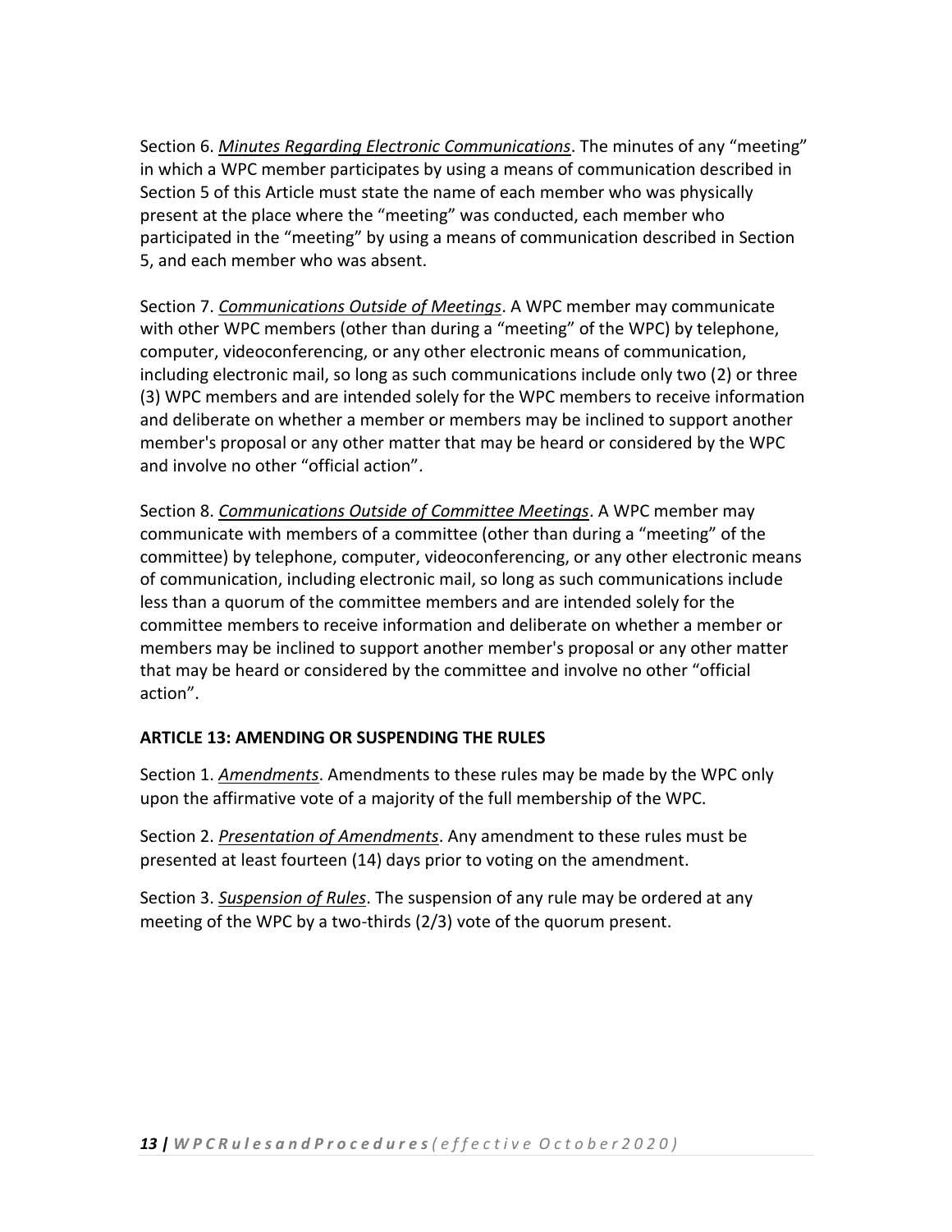Section 6. ***Minutes Regarding Electronic Communications***. The minutes of any "meeting" in which a WPC member participates by using a means of communication described in Section 5 of this Article must state the name of each member who was physically present at the place where the "meeting" was conducted, each member who participated in the "meeting" by using a means of communication described in Section 5, and each member who was absent.

Section 7. ***Communications Outside of Meetings***. A WPC member may communicate with other WPC members (other than during a "meeting" of the WPC) by telephone, computer, videoconferencing, or any other electronic means of communication, including electronic mail, so long as such communications include only two (2) or three (3) WPC members and are intended solely for the WPC members to receive information and deliberate on whether a member or members may be inclined to support another member's proposal or any other matter that may be heard or considered by the WPC and involve no other "official action".

Section 8. ***Communications Outside of Committee Meetings***. A WPC member may communicate with members of a committee (other than during a "meeting" of the committee) by telephone, computer, videoconferencing, or any other electronic means of communication, including electronic mail, so long as such communications include less than a quorum of the committee members and are intended solely for the committee members to receive information and deliberate on whether a member or members may be inclined to support another member's proposal or any other matter that may be heard or considered by the committee and involve no other "official action".

**ARTICLE 13: AMENDING OR SUSPENDING THE RULES**

Section 1. ***Amendments***. Amendments to these rules may be made by the WPC only upon the affirmative vote of a majority of the full membership of the WPC.

Section 2. ***Presentation of Amendments***. Any amendment to these rules must be presented at least fourteen (14) days prior to voting on the amendment.

Section 3. ***Suspension of Rules***. The suspension of any rule may be ordered at any meeting of the WPC by a two-thirds (2/3) vote of the quorum present.